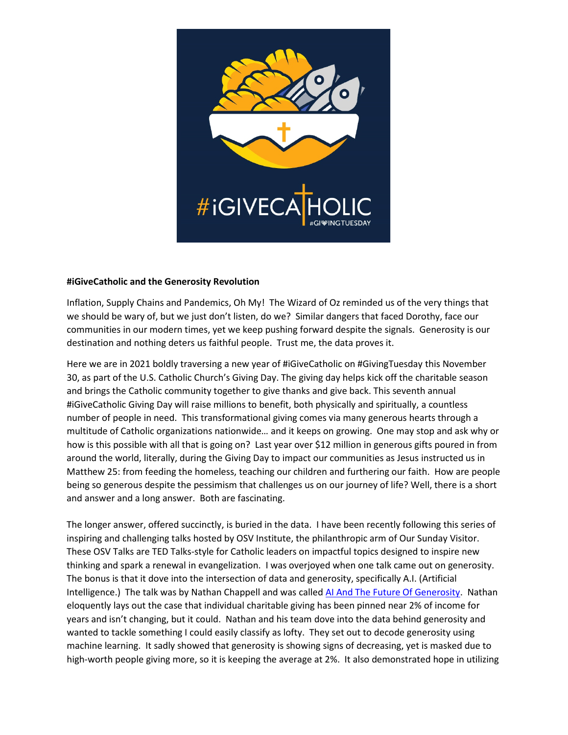**#iGiveCatholic and the Generosity Revolution**

Inflation, Supply Chains and Pandemics, Oh My! The Wizard of Oz reminded us of the very things that we should be wary of, but we just don't listen, do we? Similar dangers that faced Dorothy, face our communities in our modern times, yet we keep pushing forward despite the signals. Generosity is our destination and nothing deters us faithful people. Trust me, the data proves it.

Here we are in 2021 boldly traversing a new year of #iGiveCatholic on #GivingTuesday this November 30, as part of the U.S. Catholic Church's Giving Day. The giving day helps kick off the charitable season and brings the Catholic community together to give thanks and give back. This seventh annual #iGiveCatholic Giving Day will raise millions to benefit, both physically and spiritually, a countless number of people in need. This transformational giving comes via many generous hearts through a multitude of Catholic organizations nationwide… and it keeps on growing. One may stop and ask why or how is this possible with all that is going on? Last year over $12 million in generous gifts poured in from around the world, literally, during the Giving Day to impact our communities as Jesus instructed us in Matthew 25: from feeding the homeless, teaching our children and furthering our faith. How are people being so generous despite the pessimism that challenges us on our journey of life? Well, there is a short and answer and a long answer. Both are fascinating.

The longer answer, offered succinctly, is buried in the data. I have been recently following this series of inspiring and challenging talks hosted by OSV Institute, the philanthropic arm of Our Sunday Visitor. These OSV Talks are TED Talks-style for Catholic leaders on impactful topics designed to inspire new thinking and spark a renewal in evangelization. I was overjoyed when one talk came out on generosity. The bonus is that it dove into the intersection of data and generosity, specifically A.I. (Artificial Intelligence.) The talk was by Nathan Chappell and was called AI And The Future Of Generosity. Nathan eloquently lays out the case that individual charitable giving has been pinned near 2% of income for years and isn't changing, but it could. Nathan and his team dove into the data behind generosity and wanted to tackle something I could easily classify as lofty. They set out to decode generosity using machine learning. It sadly showed that generosity is showing signs of decreasing, yet is masked due to high-worth people giving more, so it is keeping the average at 2%. It also demonstrated hope in utilizing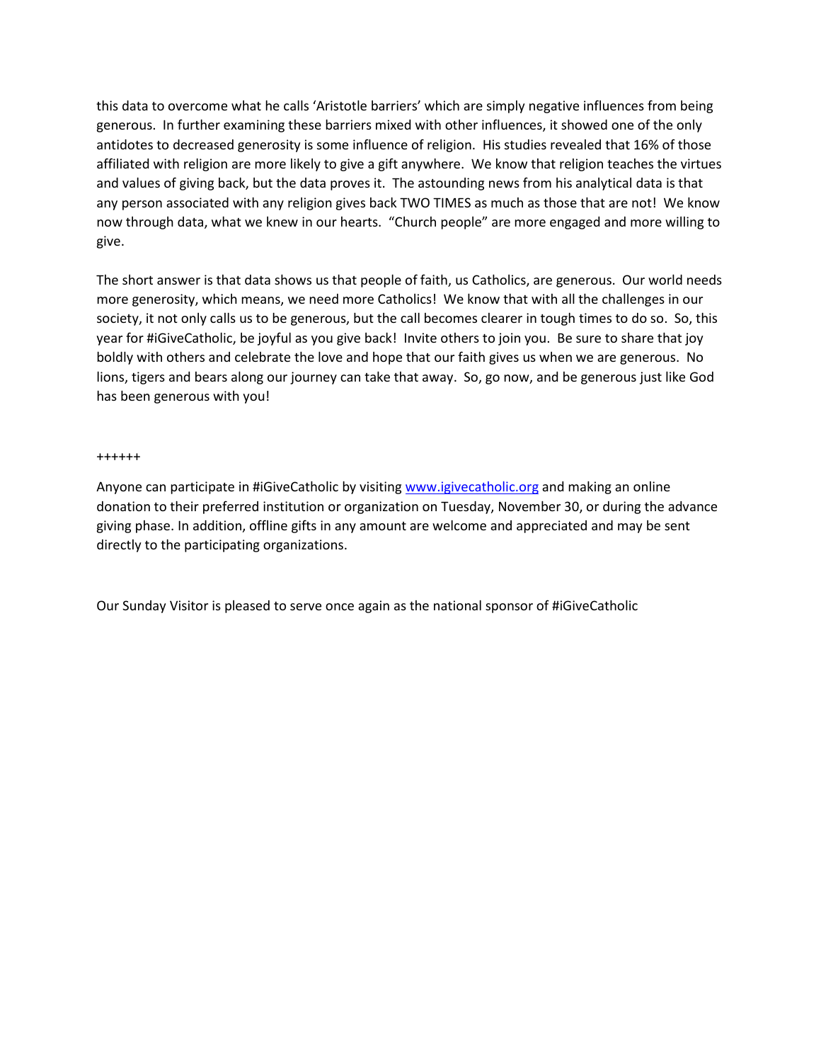this data to overcome what he calls 'Aristotle barriers' which are simply negative influences from being generous. In further examining these barriers mixed with other influences, it showed one of the only antidotes to decreased generosity is some influence of religion. His studies revealed that 16% of those affiliated with religion are more likely to give a gift anywhere. We know that religion teaches the virtues and values of giving back, but the data proves it. The astounding news from his analytical data is that any person associated with any religion gives back TWO TIMES as much as those that are not! We know now through data, what we knew in our hearts. "Church people" are more engaged and more willing to give.

The short answer is that data shows us that people of faith, us Catholics, are generous. Our world needs more generosity, which means, we need more Catholics! We know that with all the challenges in our society, it not only calls us to be generous, but the call becomes clearer in tough times to do so. So, this year for #iGiveCatholic, be joyful as you give back! Invite others to join you. Be sure to share that joy boldly with others and celebrate the love and hope that our faith gives us when we are generous. No lions, tigers and bears along our journey can take that away. So, go now, and be generous just like God has been generous with you!

++++++

Anyone can participate in #iGiveCatholic by visiting [www.igivecatholic.org](http://www.igivecatholic.org) and making an online donation to their preferred institution or organization on Tuesday, November 30, or during the advance giving phase. In addition, offline gifts in any amount are welcome and appreciated and may be sent directly to the participating organizations.

Our Sunday Visitor is pleased to serve once again as the national sponsor of #iGiveCatholic